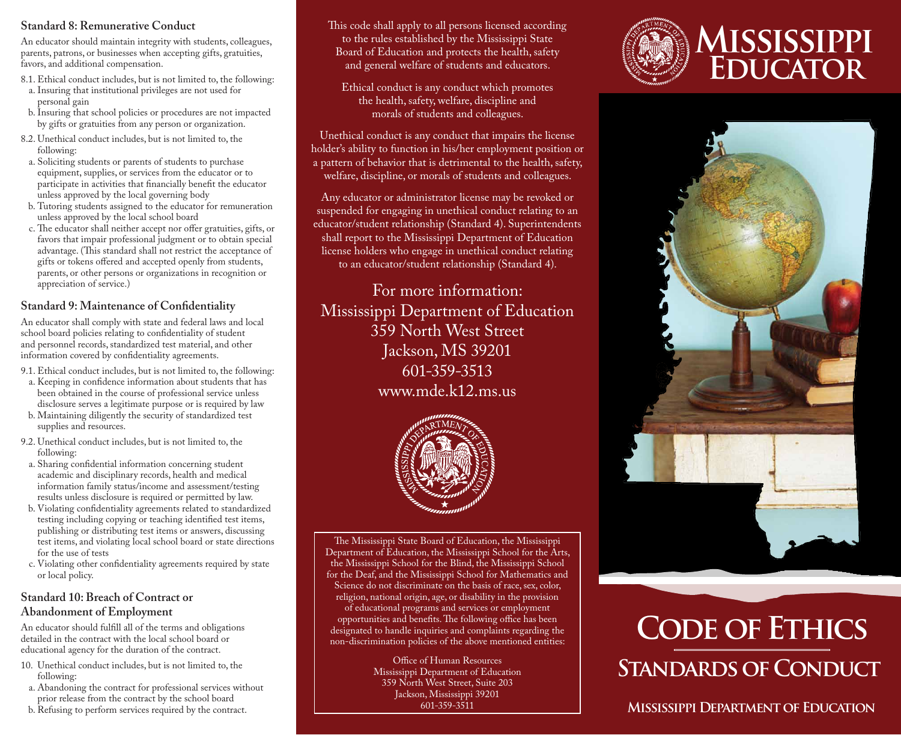### Standard 8: Remunerative Conduct

An educator should maintain integrity with students, colleagues, parents, patrons, or businesses when accepting gifts, gratuities, favors, and additional compensation.

8.1. Ethical conduct includes, but is not limited to, the following:
  a. Insuring that institutional privileges are not used for personal gain
  b. Insuring that school policies or procedures are not impacted by gifts or gratuities from any person or organization.

8.2. Unethical conduct includes, but is not limited to, the following:
  a. Soliciting students or parents of students to purchase equipment, supplies, or services from the educator or to participate in activities that financially benefit the educator unless approved by the local governing body
  b. Tutoring students assigned to the educator for remuneration unless approved by the local school board
  c. The educator shall neither accept nor offer gratuities, gifts, or favors that impair professional judgment or to obtain special advantage. (This standard shall not restrict the acceptance of gifts or tokens offered and accepted openly from students, parents, or other persons or organizations in recognition or appreciation of service.)

### Standard 9: Maintenance of Confidentiality

An educator shall comply with state and federal laws and local school board policies relating to confidentiality of student and personnel records, standardized test material, and other information covered by confidentiality agreements.

9.1. Ethical conduct includes, but is not limited to, the following:
  a. Keeping in confidence information about students that has been obtained in the course of professional service unless disclosure serves a legitimate purpose or is required by law
  b. Maintaining diligently the security of standardized test supplies and resources.

9.2. Unethical conduct includes, but is not limited to, the following:
  a. Sharing confidential information concerning student academic and disciplinary records, health and medical information family status/income and assessment/testing results unless disclosure is required or permitted by law.
  b. Violating confidentiality agreements related to standardized testing including copying or teaching identified test items, publishing or distributing test items or answers, discussing test items, and violating local school board or state directions for the use of tests
  c. Violating other confidentiality agreements required by state or local policy.

### Standard 10: Breach of Contract or Abandonment of Employment

An educator should fulfill all of the terms and obligations detailed in the contract with the local school board or educational agency for the duration of the contract.

10. Unethical conduct includes, but is not limited to, the following:
  a. Abandoning the contract for professional services without prior release from the contract by the school board
  b. Refusing to perform services required by the contract.

This code shall apply to all persons licensed according to the rules established by the Mississippi State Board of Education and protects the health, safety and general welfare of students and educators.

Ethical conduct is any conduct which promotes the health, safety, welfare, discipline and morals of students and colleagues.

Unethical conduct is any conduct that impairs the license holder's ability to function in his/her employment position or a pattern of behavior that is detrimental to the health, safety, welfare, discipline, or morals of students and colleagues.

Any educator or administrator license may be revoked or suspended for engaging in unethical conduct relating to an educator/student relationship (Standard 4). Superintendents shall report to the Mississippi Department of Education license holders who engage in unethical conduct relating to an educator/student relationship (Standard 4).

For more information:
Mississippi Department of Education
359 North West Street
Jackson, MS 39201
601-359-3513
www.mde.k12.ms.us

The Mississippi State Board of Education, the Mississippi Department of Education, the Mississippi School for the Arts, the Mississippi School for the Blind, the Mississippi School for the Deaf, and the Mississippi School for Mathematics and Science do not discriminate on the basis of race, sex, color, religion, national origin, age, or disability in the provision of educational programs and services or employment opportunities and benefits. The following office has been designated to handle inquiries and complaints regarding the non-discrimination policies of the above mentioned entities:

Office of Human Resources
Mississippi Department of Education
359 North West Street, Suite 203
Jackson, Mississippi 39201
601-359-3511

# Mississippi Educator

# Code of Ethics

## Standards of Conduct

Mississippi Department of Education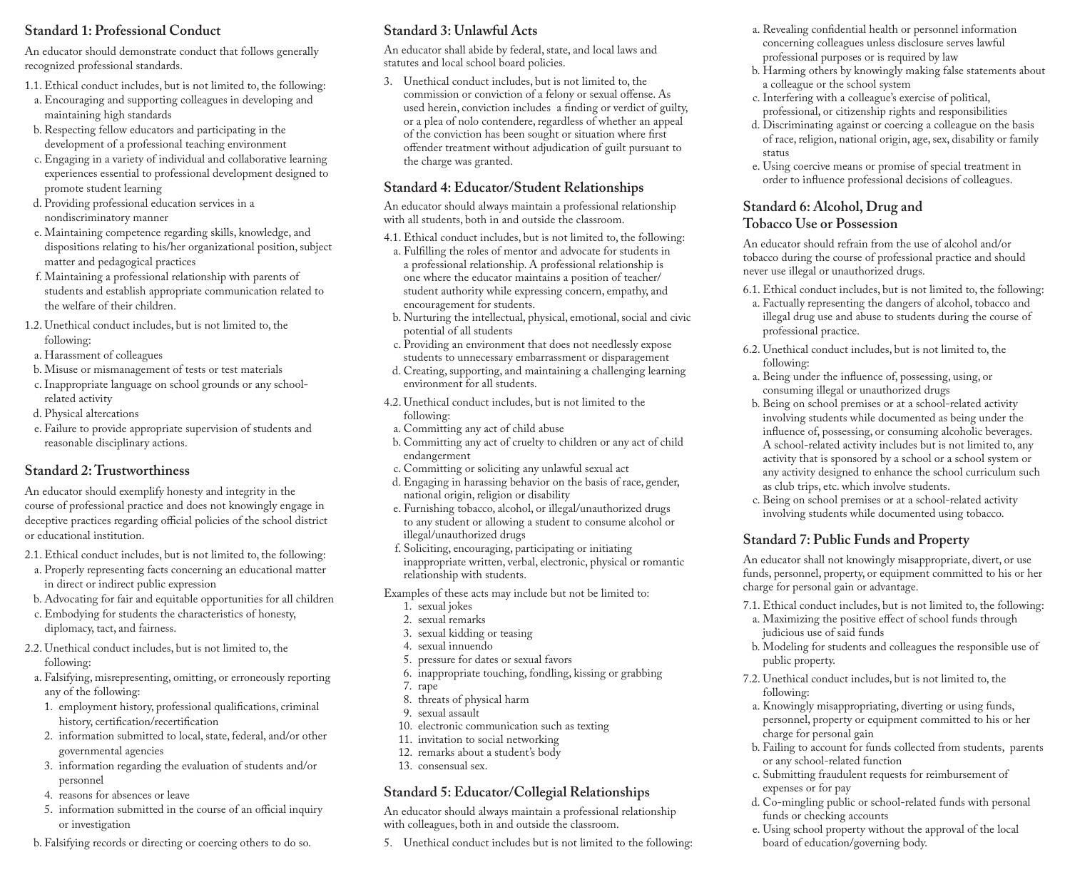## Standard 1: Professional Conduct

An educator should demonstrate conduct that follows generally recognized professional standards.

1.1. Ethical conduct includes, but is not limited to, the following:
  a. Encouraging and supporting colleagues in developing and maintaining high standards
  b. Respecting fellow educators and participating in the development of a professional teaching environment
  c. Engaging in a variety of individual and collaborative learning experiences essential to professional development designed to promote student learning
  d. Providing professional education services in a nondiscriminatory manner
  e. Maintaining competence regarding skills, knowledge, and dispositions relating to his/her organizational position, subject matter and pedagogical practices
  f. Maintaining a professional relationship with parents of students and establish appropriate communication related to the welfare of their children.

1.2. Unethical conduct includes, but is not limited to, the following:
  a. Harassment of colleagues
  b. Misuse or mismanagement of tests or test materials
  c. Inappropriate language on school grounds or any school-related activity
  d. Physical altercations
  e. Failure to provide appropriate supervision of students and reasonable disciplinary actions.

## Standard 2: Trustworthiness

An educator should exemplify honesty and integrity in the course of professional practice and does not knowingly engage in deceptive practices regarding official policies of the school district or educational institution.

2.1. Ethical conduct includes, but is not limited to, the following:
  a. Properly representing facts concerning an educational matter in direct or indirect public expression
  b. Advocating for fair and equitable opportunities for all children
  c. Embodying for students the characteristics of honesty, diplomacy, tact, and fairness.

2.2. Unethical conduct includes, but is not limited to, the following:
  a. Falsifying, misrepresenting, omitting, or erroneously reporting any of the following:
    1. employment history, professional qualifications, criminal history, certification/recertification
    2. information submitted to local, state, federal, and/or other governmental agencies
    3. information regarding the evaluation of students and/or personnel
    4. reasons for absences or leave
    5. information submitted in the course of an official inquiry or investigation
  b. Falsifying records or directing or coercing others to do so.

## Standard 3: Unlawful Acts

An educator shall abide by federal, state, and local laws and statutes and local school board policies.

3. Unethical conduct includes, but is not limited to, the commission or conviction of a felony or sexual offense. As used herein, conviction includes a finding or verdict of guilty, or a plea of nolo contendere, regardless of whether an appeal of the conviction has been sought or situation where first offender treatment without adjudication of guilt pursuant to the charge was granted.

## Standard 4: Educator/Student Relationships

An educator should always maintain a professional relationship with all students, both in and outside the classroom.

4.1. Ethical conduct includes, but is not limited to, the following:
  a. Fulfilling the roles of mentor and advocate for students in a professional relationship. A professional relationship is one where the educator maintains a position of teacher/student authority while expressing concern, empathy, and encouragement for students.
  b. Nurturing the intellectual, physical, emotional, social and civic potential of all students
  c. Providing an environment that does not needlessly expose students to unnecessary embarrassment or disparagement
  d. Creating, supporting, and maintaining a challenging learning environment for all students.

4.2. Unethical conduct includes, but is not limited to the following:
  a. Committing any act of child abuse
  b. Committing any act of cruelty to children or any act of child endangerment
  c. Committing or soliciting any unlawful sexual act
  d. Engaging in harassing behavior on the basis of race, gender, national origin, religion or disability
  e. Furnishing tobacco, alcohol, or illegal/unauthorized drugs to any student or allowing a student to consume alcohol or illegal/unauthorized drugs
  f. Soliciting, encouraging, participating or initiating inappropriate written, verbal, electronic, physical or romantic relationship with students.

Examples of these acts may include but not be limited to:
1. sexual jokes
2. sexual remarks
3. sexual kidding or teasing
4. sexual innuendo
5. pressure for dates or sexual favors
6. inappropriate touching, fondling, kissing or grabbing
7. rape
8. threats of physical harm
9. sexual assault
10. electronic communication such as texting
11. invitation to social networking
12. remarks about a student's body
13. consensual sex.

## Standard 5: Educator/Collegial Relationships

An educator should always maintain a professional relationship with colleagues, both in and outside the classroom.

5. Unethical conduct includes but is not limited to the following:
  a. Revealing confidential health or personnel information concerning colleagues unless disclosure serves lawful professional purposes or is required by law
  b. Harming others by knowingly making false statements about a colleague or the school system
  c. Interfering with a colleague's exercise of political, professional, or citizenship rights and responsibilities
  d. Discriminating against or coercing a colleague on the basis of race, religion, national origin, age, sex, disability or family status
  e. Using coercive means or promise of special treatment in order to influence professional decisions of colleagues.

## Standard 6: Alcohol, Drug and Tobacco Use or Possession

An educator should refrain from the use of alcohol and/or tobacco during the course of professional practice and should never use illegal or unauthorized drugs.

6.1. Ethical conduct includes, but is not limited to, the following:
  a. Factually representing the dangers of alcohol, tobacco and illegal drug use and abuse to students during the course of professional practice.

6.2. Unethical conduct includes, but is not limited to, the following:
  a. Being under the influence of, possessing, using, or consuming illegal or unauthorized drugs
  b. Being on school premises or at a school-related activity involving students while documented as being under the influence of, possessing, or consuming alcoholic beverages. A school-related activity includes but is not limited to, any activity that is sponsored by a school or a school system or any activity designed to enhance the school curriculum such as club trips, etc. which involve students.
  c. Being on school premises or at a school-related activity involving students while documented using tobacco.

## Standard 7: Public Funds and Property

An educator shall not knowingly misappropriate, divert, or use funds, personnel, property, or equipment committed to his or her charge for personal gain or advantage.

7.1. Ethical conduct includes, but is not limited to, the following:
  a. Maximizing the positive effect of school funds through judicious use of said funds
  b. Modeling for students and colleagues the responsible use of public property.

7.2. Unethical conduct includes, but is not limited to, the following:
  a. Knowingly misappropriating, diverting or using funds, personnel, property or equipment committed to his or her charge for personal gain
  b. Failing to account for funds collected from students, parents or any school-related function
  c. Submitting fraudulent requests for reimbursement of expenses or for pay
  d. Co-mingling public or school-related funds with personal funds or checking accounts
  e. Using school property without the approval of the local board of education/governing body.